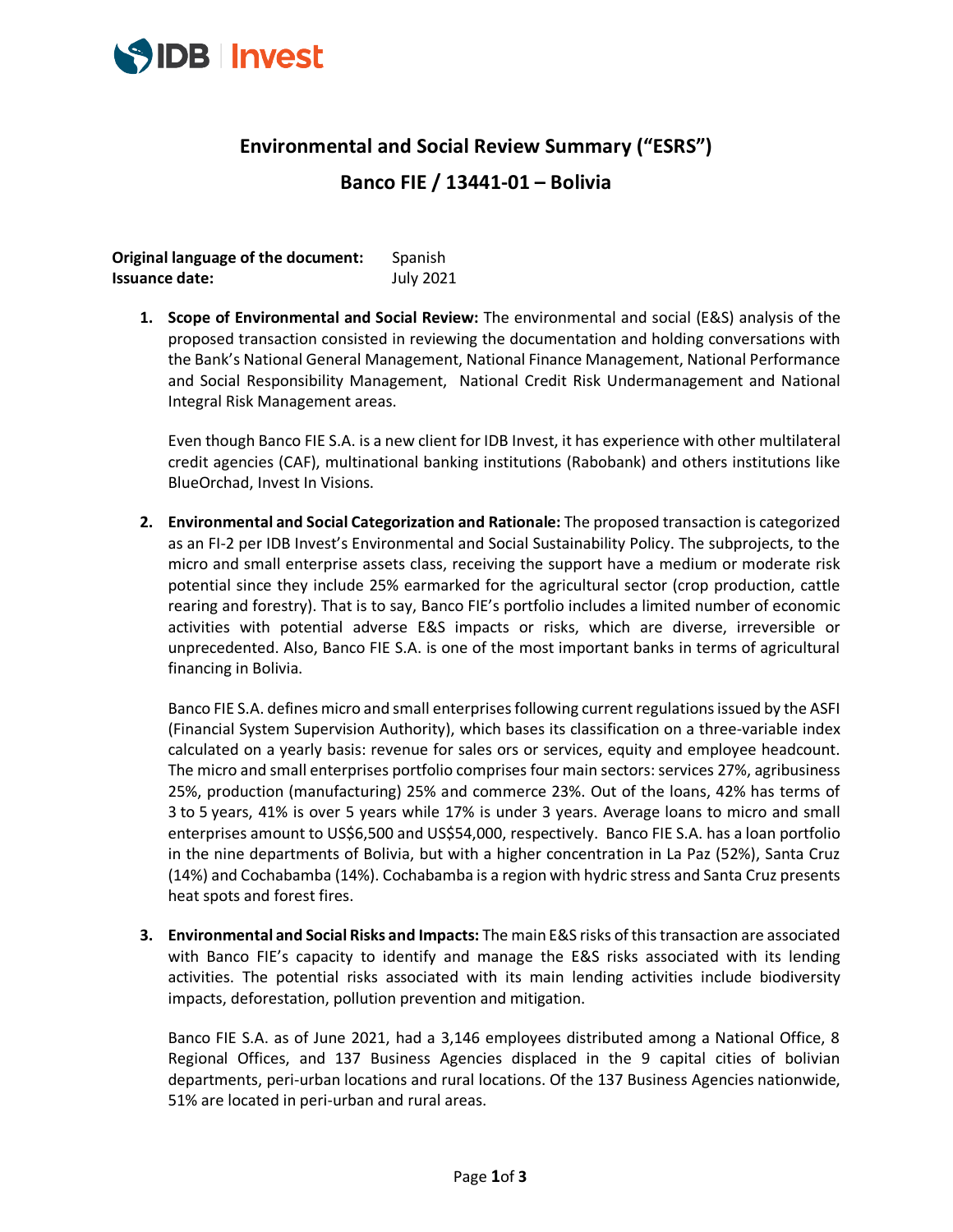# Environmental and Social Review Summary ("ESRS")

## Banco FIE / 13441-01 – Bolivia

**Original language of the document:** Spanish
**Issuance date:** July 2021

1. **Scope of Environmental and Social Review:** The environmental and social (E&S) analysis of the proposed transaction consisted in reviewing the documentation and holding conversations with the Bank's National General Management, National Finance Management, National Performance and Social Responsibility Management, National Credit Risk Undermanagement and National Integral Risk Management areas.

   Even though Banco FIE S.A. is a new client for IDB Invest, it has experience with other multilateral credit agencies (CAF), multinational banking institutions (Rabobank) and others institutions like BlueOrchad, Invest In Visions.

2. **Environmental and Social Categorization and Rationale:** The proposed transaction is categorized as an FI-2 per IDB Invest's Environmental and Social Sustainability Policy. The subprojects, to the micro and small enterprise assets class, receiving the support have a medium or moderate risk potential since they include 25% earmarked for the agricultural sector (crop production, cattle rearing and forestry). That is to say, Banco FIE's portfolio includes a limited number of economic activities with potential adverse E&S impacts or risks, which are diverse, irreversible or unprecedented. Also, Banco FIE S.A. is one of the most important banks in terms of agricultural financing in Bolivia.

   Banco FIE S.A. defines micro and small enterprises following current regulations issued by the ASFI (Financial System Supervision Authority), which bases its classification on a three-variable index calculated on a yearly basis: revenue for sales ors or services, equity and employee headcount. The micro and small enterprises portfolio comprises four main sectors: services 27%, agribusiness 25%, production (manufacturing) 25% and commerce 23%. Out of the loans, 42% has terms of 3 to 5 years, 41% is over 5 years while 17% is under 3 years. Average loans to micro and small enterprises amount to US$6,500 and US$54,000, respectively. Banco FIE S.A. has a loan portfolio in the nine departments of Bolivia, but with a higher concentration in La Paz (52%), Santa Cruz (14%) and Cochabamba (14%). Cochabamba is a region with hydric stress and Santa Cruz presents heat spots and forest fires.

3. **Environmental and Social Risks and Impacts:** The main E&S risks of this transaction are associated with Banco FIE's capacity to identify and manage the E&S risks associated with its lending activities. The potential risks associated with its main lending activities include biodiversity impacts, deforestation, pollution prevention and mitigation.

   Banco FIE S.A. as of June 2021, had a 3,146 employees distributed among a National Office, 8 Regional Offices, and 137 Business Agencies displaced in the 9 capital cities of bolivian departments, peri-urban locations and rural locations. Of the 137 Business Agencies nationwide, 51% are located in peri-urban and rural areas.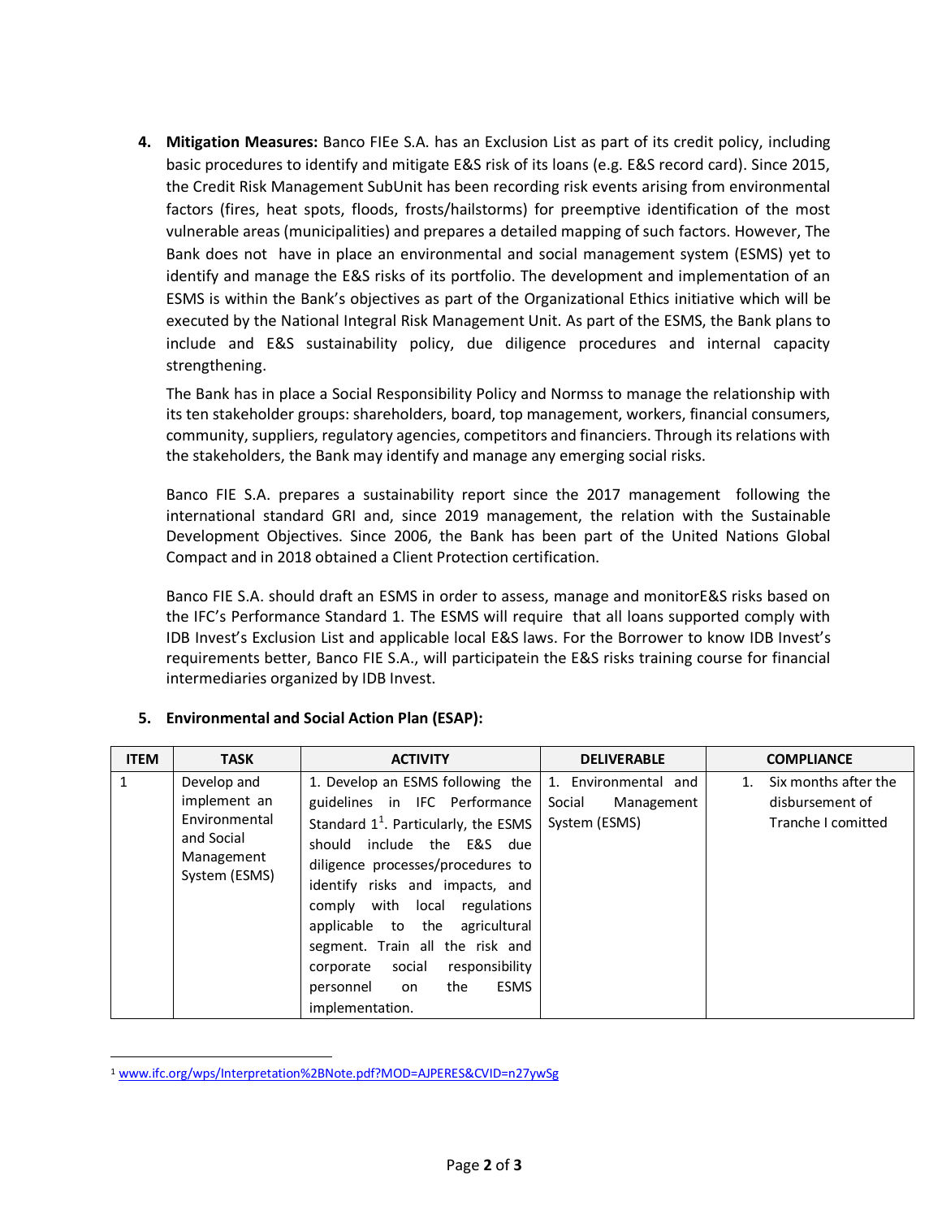4. **Mitigation Measures:** Banco FIEe S.A. has an Exclusion List as part of its credit policy, including basic procedures to identify and mitigate E&S risk of its loans (e.g. E&S record card). Since 2015, the Credit Risk Management SubUnit has been recording risk events arising from environmental factors (fires, heat spots, floods, frosts/hailstorms) for preemptive identification of the most vulnerable areas (municipalities) and prepares a detailed mapping of such factors. However, The Bank does not have in place an environmental and social management system (ESMS) yet to identify and manage the E&S risks of its portfolio. The development and implementation of an ESMS is within the Bank's objectives as part of the Organizational Ethics initiative which will be executed by the National Integral Risk Management Unit. As part of the ESMS, the Bank plans to include and E&S sustainability policy, due diligence procedures and internal capacity strengthening.

   The Bank has in place a Social Responsibility Policy and Normss to manage the relationship with its ten stakeholder groups: shareholders, board, top management, workers, financial consumers, community, suppliers, regulatory agencies, competitors and financiers. Through its relations with the stakeholders, the Bank may identify and manage any emerging social risks.

   Banco FIE S.A. prepares a sustainability report since the 2017 management following the international standard GRI and, since 2019 management, the relation with the Sustainable Development Objectives. Since 2006, the Bank has been part of the United Nations Global Compact and in 2018 obtained a Client Protection certification.

   Banco FIE S.A. should draft an ESMS in order to assess, manage and monitorE&S risks based on the IFC's Performance Standard 1. The ESMS will require that all loans supported comply with IDB Invest's Exclusion List and applicable local E&S laws. For the Borrower to know IDB Invest's requirements better, Banco FIE S.A., will participatein the E&S risks training course for financial intermediaries organized by IDB Invest.

5. **Environmental and Social Action Plan (ESAP):**

| ITEM | TASK | ACTIVITY | DELIVERABLE | COMPLIANCE |
|---|---|---|---|---|
| 1 | Develop and implement an Environmental and Social Management System (ESMS) | 1. Develop an ESMS following the guidelines in IFC Performance Standard 1[1]. Particularly, the ESMS should include the E&S due diligence processes/procedures to identify risks and impacts, and comply with local regulations applicable to the agricultural segment. Train all the risk and corporate social responsibility personnel on the ESMS implementation. | 1. Environmental and Social Management System (ESMS) | 1. Six months after the disbursement of Tranche I comitted |

[1] www.ifc.org/wps/Interpretation%2BNote.pdf?MOD=AJPERES&CVID=n27ywSg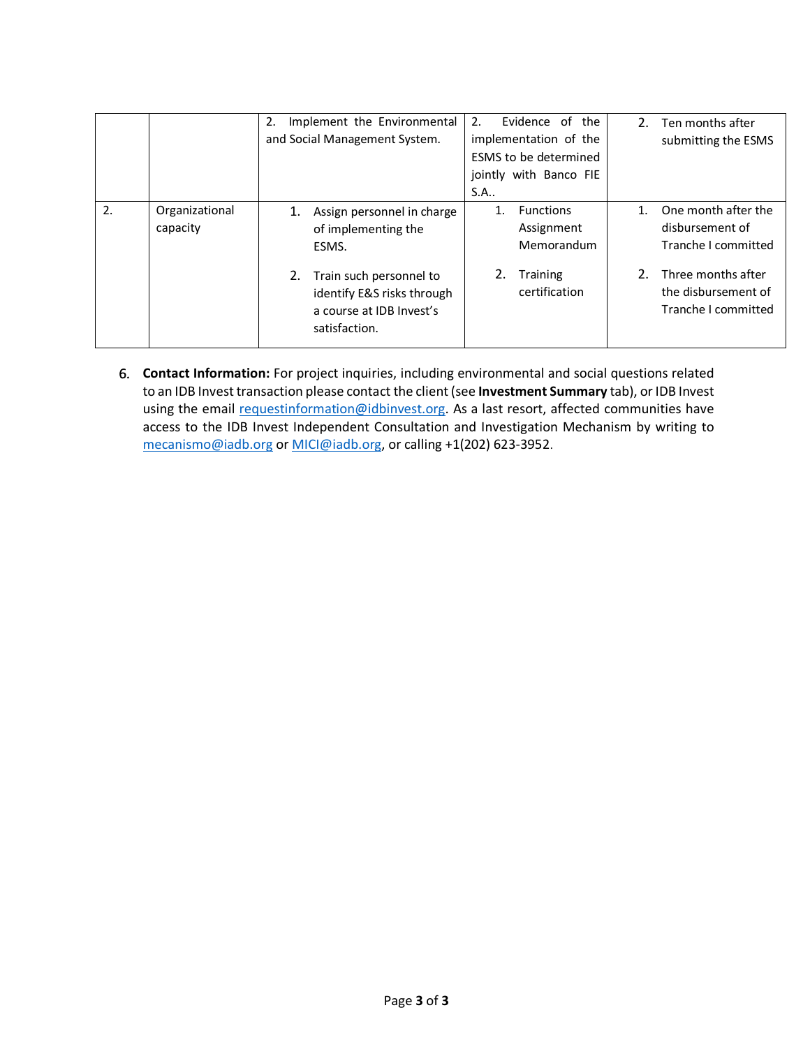| | | | | |
|---|---|---|---|---|
| | | 2. Implement the Environmental and Social Management System. | 2. Evidence of the implementation of the ESMS to be determined jointly with Banco FIE S.A.. | 2. Ten months after submitting the ESMS |
| 2. | Organizational capacity | 1. Assign personnel in charge of implementing the ESMS.<br><br>2. Train such personnel to identify E&S risks through a course at IDB Invest's satisfaction. | 1. Functions Assignment Memorandum<br><br>2. Training certification | 1. One month after the disbursement of Tranche I committed<br><br>2. Three months after the disbursement of Tranche I committed |

6. **Contact Information:** For project inquiries, including environmental and social questions related to an IDB Invest transaction please contact the client (see **Investment Summary** tab), or IDB Invest using the email requestinformation@idbinvest.org. As a last resort, affected communities have access to the IDB Invest Independent Consultation and Investigation Mechanism by writing to mecanismo@iadb.org or MICI@iadb.org, or calling +1(202) 623-3952.